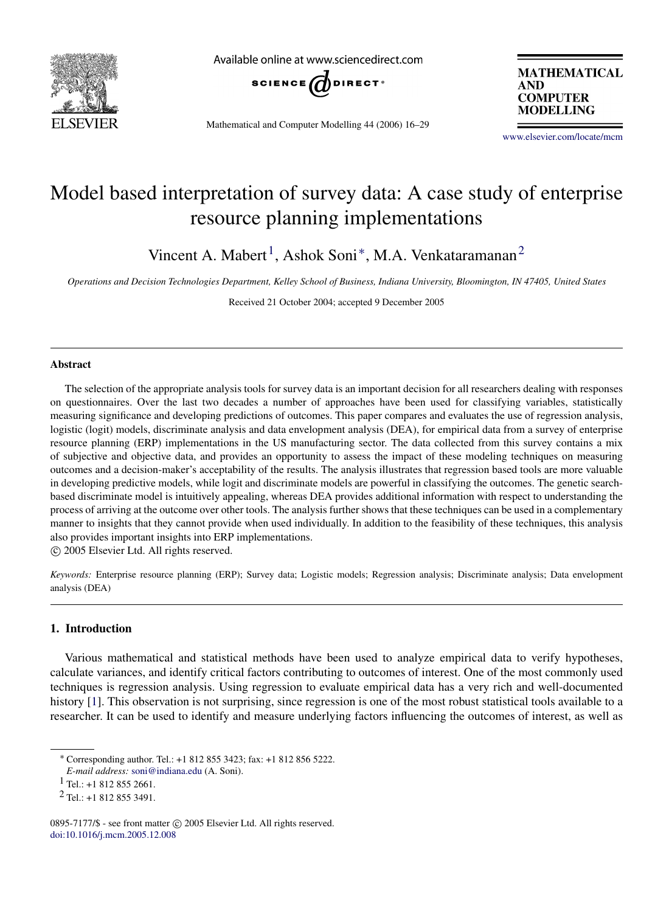# Model based interpretation of survey data: A case study of enterprise resource planning implementations

Vincent A. Mabert[1], Ashok Soni*, M.A. Venkataramanan[2]

*Operations and Decision Technologies Department, Kelley School of Business, Indiana University, Bloomington, IN 47405, United States*

Received 21 October 2004; accepted 9 December 2005

---

### Abstract

The selection of the appropriate analysis tools for survey data is an important decision for all researchers dealing with responses on questionnaires. Over the last two decades a number of approaches have been used for classifying variables, statistically measuring significance and developing predictions of outcomes. This paper compares and evaluates the use of regression analysis, logistic (logit) models, discriminate analysis and data envelopment analysis (DEA), for empirical data from a survey of enterprise resource planning (ERP) implementations in the US manufacturing sector. The data collected from this survey contains a mix of subjective and objective data, and provides an opportunity to assess the impact of these modeling techniques on measuring outcomes and a decision-maker's acceptability of the results. The analysis illustrates that regression based tools are more valuable in developing predictive models, while logit and discriminate models are powerful in classifying the outcomes. The genetic search-based discriminate model is intuitively appealing, whereas DEA provides additional information with respect to understanding the process of arriving at the outcome over other tools. The analysis further shows that these techniques can be used in a complementary manner to insights that they cannot provide when used individually. In addition to the feasibility of these techniques, this analysis also provides important insights into ERP implementations.

© 2005 Elsevier Ltd. All rights reserved.

*Keywords:* Enterprise resource planning (ERP); Survey data; Logistic models; Regression analysis; Discriminate analysis; Data envelopment analysis (DEA)

---

## 1. Introduction

Various mathematical and statistical methods have been used to analyze empirical data to verify hypotheses, calculate variances, and identify critical factors contributing to outcomes of interest. One of the most commonly used techniques is regression analysis. Using regression to evaluate empirical data has a very rich and well-documented history [1]. This observation is not surprising, since regression is one of the most robust statistical tools available to a researcher. It can be used to identify and measure underlying factors influencing the outcomes of interest, as well as

---

* Corresponding author. Tel.: +1 812 855 3423; fax: +1 812 856 5222.
*E-mail address:* soni@indiana.edu (A. Soni).

[1] Tel.: +1 812 855 2661.

[2] Tel.: +1 812 855 3491.

0895-7177/$ - see front matter © 2005 Elsevier Ltd. All rights reserved.
doi:10.1016/j.mcm.2005.12.008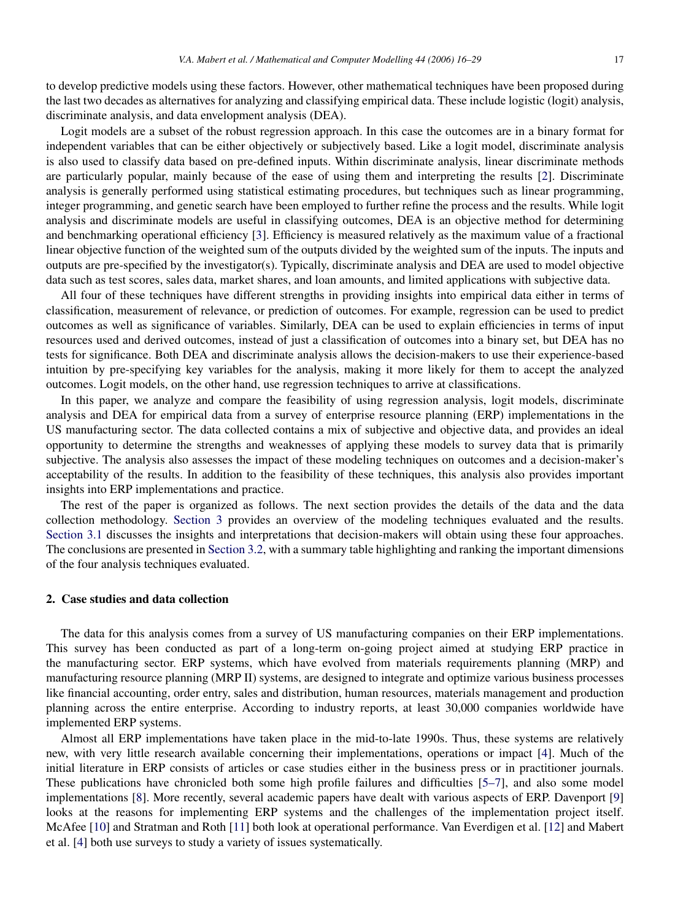to develop predictive models using these factors. However, other mathematical techniques have been proposed during the last two decades as alternatives for analyzing and classifying empirical data. These include logistic (logit) analysis, discriminate analysis, and data envelopment analysis (DEA).

Logit models are a subset of the robust regression approach. In this case the outcomes are in a binary format for independent variables that can be either objectively or subjectively based. Like a logit model, discriminate analysis is also used to classify data based on pre-defined inputs. Within discriminate analysis, linear discriminate methods are particularly popular, mainly because of the ease of using them and interpreting the results [2]. Discriminate analysis is generally performed using statistical estimating procedures, but techniques such as linear programming, integer programming, and genetic search have been employed to further refine the process and the results. While logit analysis and discriminate models are useful in classifying outcomes, DEA is an objective method for determining and benchmarking operational efficiency [3]. Efficiency is measured relatively as the maximum value of a fractional linear objective function of the weighted sum of the outputs divided by the weighted sum of the inputs. The inputs and outputs are pre-specified by the investigator(s). Typically, discriminate analysis and DEA are used to model objective data such as test scores, sales data, market shares, and loan amounts, and limited applications with subjective data.

All four of these techniques have different strengths in providing insights into empirical data either in terms of classification, measurement of relevance, or prediction of outcomes. For example, regression can be used to predict outcomes as well as significance of variables. Similarly, DEA can be used to explain efficiencies in terms of input resources used and derived outcomes, instead of just a classification of outcomes into a binary set, but DEA has no tests for significance. Both DEA and discriminate analysis allows the decision-makers to use their experience-based intuition by pre-specifying key variables for the analysis, making it more likely for them to accept the analyzed outcomes. Logit models, on the other hand, use regression techniques to arrive at classifications.

In this paper, we analyze and compare the feasibility of using regression analysis, logit models, discriminate analysis and DEA for empirical data from a survey of enterprise resource planning (ERP) implementations in the US manufacturing sector. The data collected contains a mix of subjective and objective data, and provides an ideal opportunity to determine the strengths and weaknesses of applying these models to survey data that is primarily subjective. The analysis also assesses the impact of these modeling techniques on outcomes and a decision-maker's acceptability of the results. In addition to the feasibility of these techniques, this analysis also provides important insights into ERP implementations and practice.

The rest of the paper is organized as follows. The next section provides the details of the data and the data collection methodology. Section 3 provides an overview of the modeling techniques evaluated and the results. Section 3.1 discusses the insights and interpretations that decision-makers will obtain using these four approaches. The conclusions are presented in Section 3.2, with a summary table highlighting and ranking the important dimensions of the four analysis techniques evaluated.

## 2. Case studies and data collection

The data for this analysis comes from a survey of US manufacturing companies on their ERP implementations. This survey has been conducted as part of a long-term on-going project aimed at studying ERP practice in the manufacturing sector. ERP systems, which have evolved from materials requirements planning (MRP) and manufacturing resource planning (MRP II) systems, are designed to integrate and optimize various business processes like financial accounting, order entry, sales and distribution, human resources, materials management and production planning across the entire enterprise. According to industry reports, at least 30,000 companies worldwide have implemented ERP systems.

Almost all ERP implementations have taken place in the mid-to-late 1990s. Thus, these systems are relatively new, with very little research available concerning their implementations, operations or impact [4]. Much of the initial literature in ERP consists of articles or case studies either in the business press or in practitioner journals. These publications have chronicled both some high profile failures and difficulties [5–7], and also some model implementations [8]. More recently, several academic papers have dealt with various aspects of ERP. Davenport [9] looks at the reasons for implementing ERP systems and the challenges of the implementation project itself. McAfee [10] and Stratman and Roth [11] both look at operational performance. Van Everdigen et al. [12] and Mabert et al. [4] both use surveys to study a variety of issues systematically.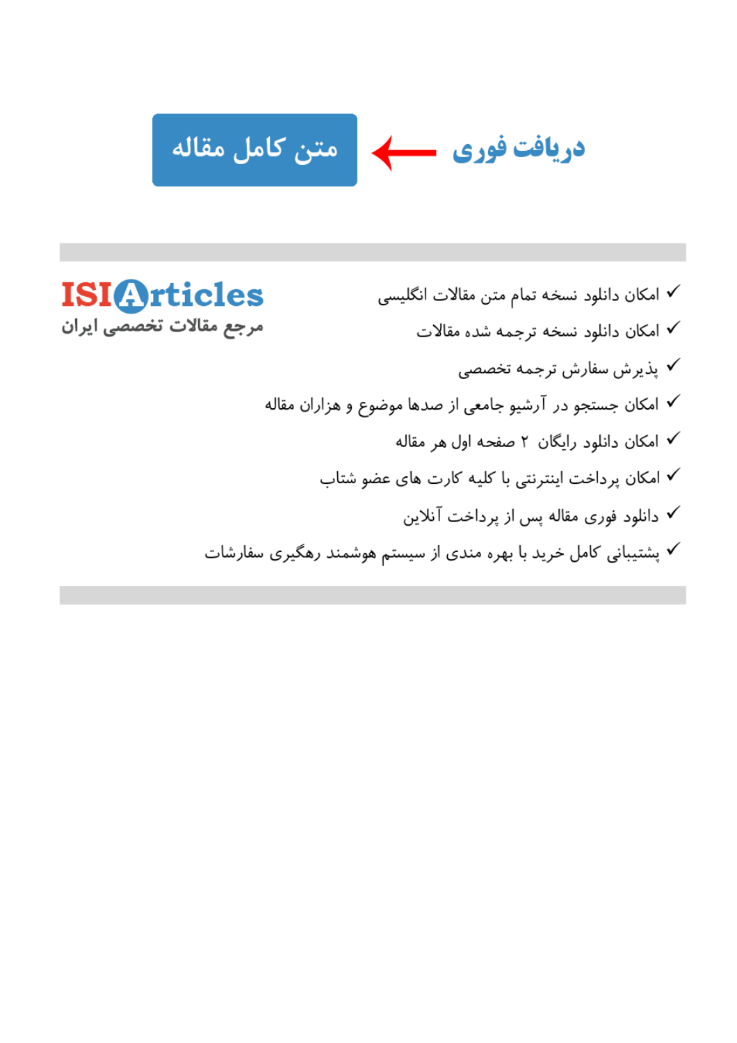دریافت فوری ← متن کامل مقاله

**ISIArticles**
مرجع مقالات تخصصی ایران

- ✓ امکان دانلود نسخه تمام متن مقالات انگلیسی
- ✓ امکان دانلود نسخه ترجمه شده مقالات
- ✓ پذیرش سفارش ترجمه تخصصی
- ✓ امکان جستجو در آرشیو جامعی از صدها موضوع و هزاران مقاله
- ✓ امکان دانلود رایگان ۲ صفحه اول هر مقاله
- ✓ امکان پرداخت اینترنتی با کلیه کارت های عضو شتاب
- ✓ دانلود فوری مقاله پس از پرداخت آنلاین
- ✓ پشتیبانی کامل خرید با بهره مندی از سیستم هوشمند رهگیری سفارشات